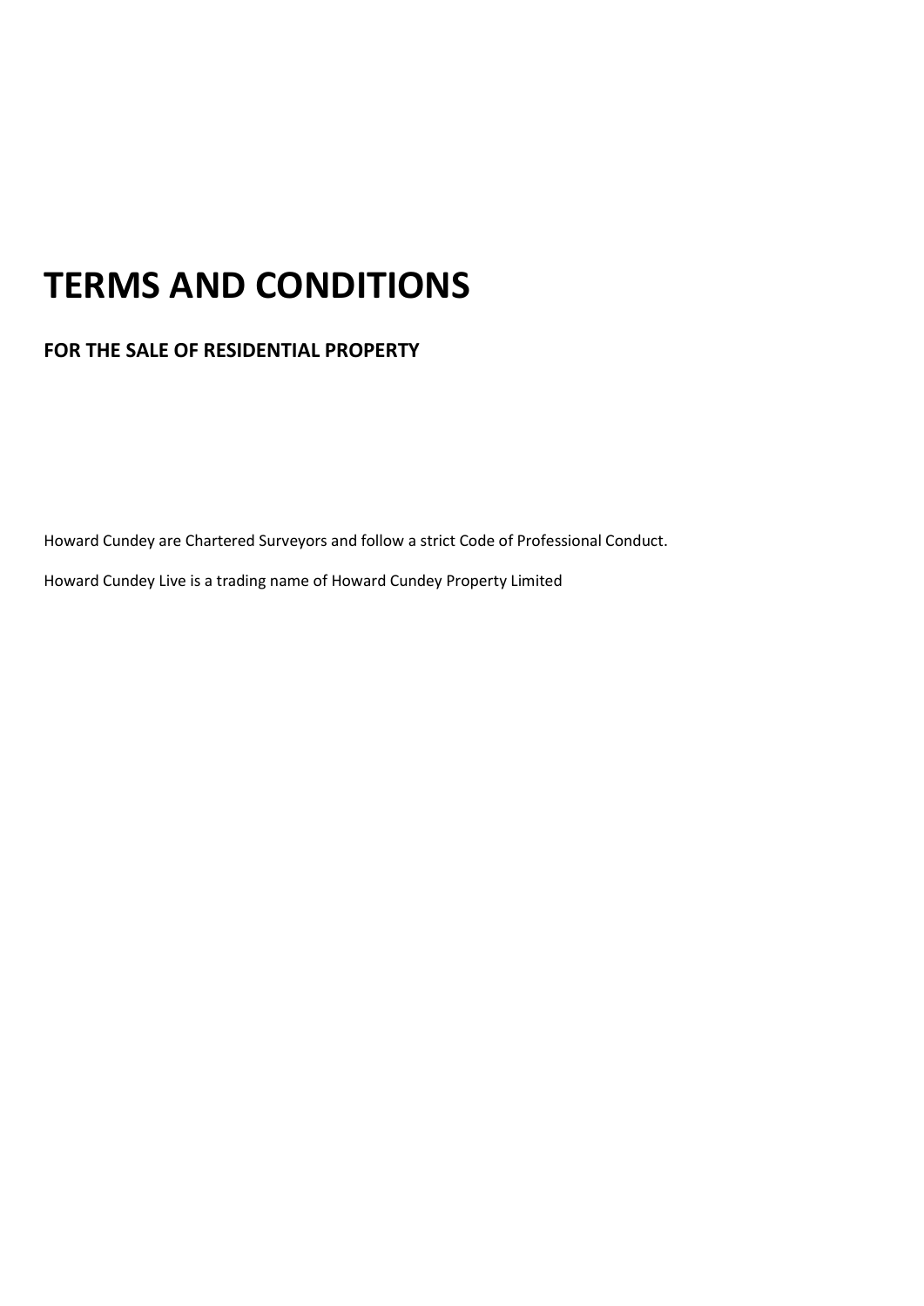# TERMS AND CONDITIONS

## FOR THE SALE OF RESIDENTIAL PROPERTY

Howard Cundey are Chartered Surveyors and follow a strict Code of Professional Conduct.

Howard Cundey Live is a trading name of Howard Cundey Property Limited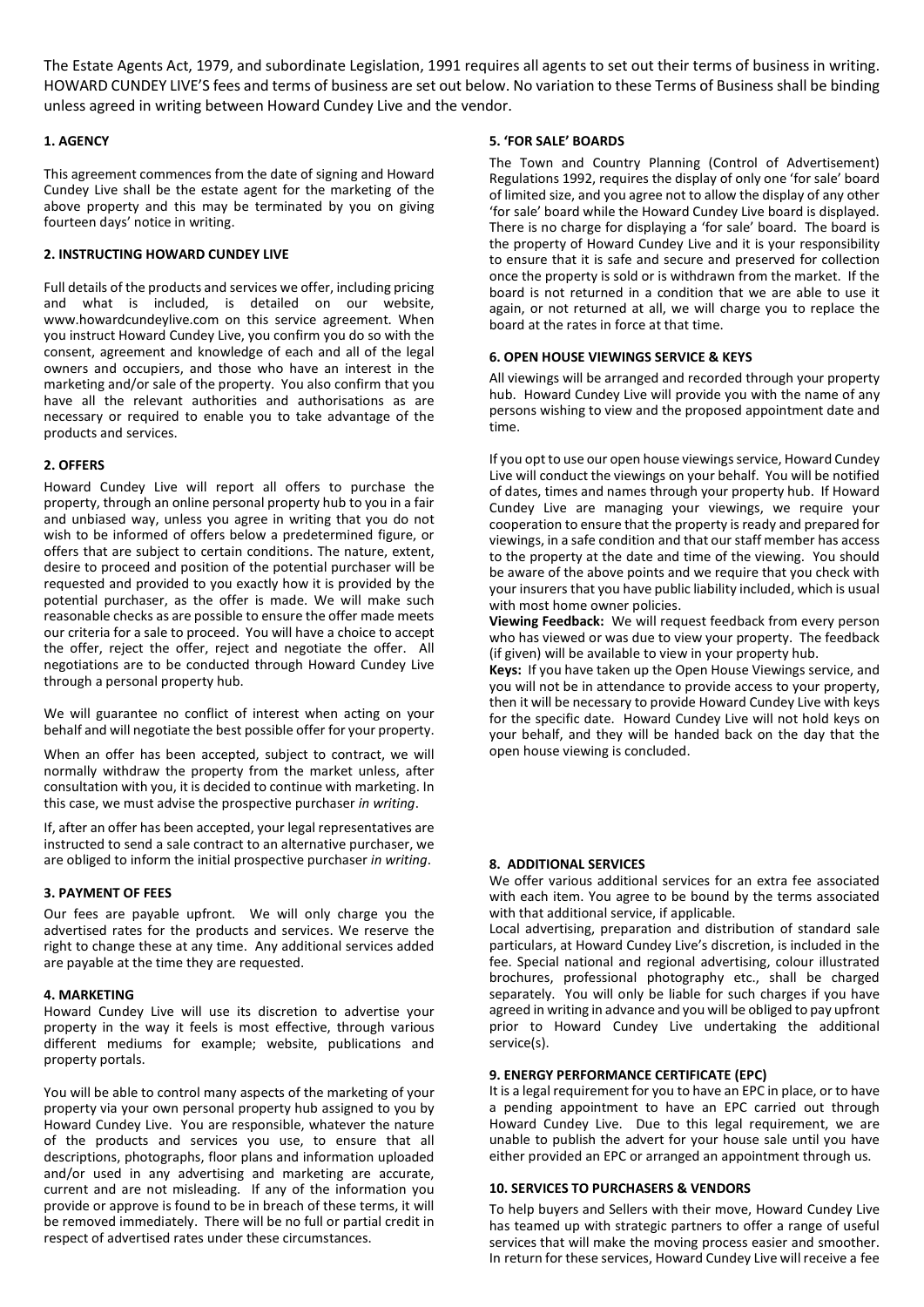The Estate Agents Act, 1979, and subordinate Legislation, 1991 requires all agents to set out their terms of business in writing. HOWARD CUNDEY LIVE'S fees and terms of business are set out below. No variation to these Terms of Business shall be binding unless agreed in writing between Howard Cundey Live and the vendor.

### 1. AGENCY

This agreement commences from the date of signing and Howard Cundey Live shall be the estate agent for the marketing of the above property and this may be terminated by you on giving fourteen days' notice in writing.

### 2. INSTRUCTING HOWARD CUNDEY LIVE

Full details of the products and services we offer, including pricing and what is included, is detailed on our website, www.howardcundeylive.com on this service agreement. When you instruct Howard Cundey Live, you confirm you do so with the consent, agreement and knowledge of each and all of the legal owners and occupiers, and those who have an interest in the marketing and/or sale of the property. You also confirm that you have all the relevant authorities and authorisations as are necessary or required to enable you to take advantage of the products and services.

### 2. OFFERS

Howard Cundey Live will report all offers to purchase the property, through an online personal property hub to you in a fair and unbiased way, unless you agree in writing that you do not wish to be informed of offers below a predetermined figure, or offers that are subject to certain conditions. The nature, extent, desire to proceed and position of the potential purchaser will be requested and provided to you exactly how it is provided by the potential purchaser, as the offer is made. We will make such reasonable checks as are possible to ensure the offer made meets our criteria for a sale to proceed. You will have a choice to accept the offer, reject the offer, reject and negotiate the offer. All negotiations are to be conducted through Howard Cundey Live through a personal property hub.

We will guarantee no conflict of interest when acting on your behalf and will negotiate the best possible offer for your property.

When an offer has been accepted, subject to contract, we will normally withdraw the property from the market unless, after consultation with you, it is decided to continue with marketing. In this case, we must advise the prospective purchaser *in writing*.

If, after an offer has been accepted, your legal representatives are instructed to send a sale contract to an alternative purchaser, we are obliged to inform the initial prospective purchaser *in writing*.

### 3. PAYMENT OF FEES

Our fees are payable upfront. We will only charge you the advertised rates for the products and services. We reserve the right to change these at any time. Any additional services added are payable at the time they are requested.

### 4. MARKETING

Howard Cundey Live will use its discretion to advertise your property in the way it feels is most effective, through various different mediums for example; website, publications and property portals.

You will be able to control many aspects of the marketing of your property via your own personal property hub assigned to you by Howard Cundey Live. You are responsible, whatever the nature of the products and services you use, to ensure that all descriptions, photographs, floor plans and information uploaded and/or used in any advertising and marketing are accurate, current and are not misleading. If any of the information you provide or approve is found to be in breach of these terms, it will be removed immediately. There will be no full or partial credit in respect of advertised rates under these circumstances.

### 5. 'FOR SALE' BOARDS

The Town and Country Planning (Control of Advertisement) Regulations 1992, requires the display of only one 'for sale' board of limited size, and you agree not to allow the display of any other 'for sale' board while the Howard Cundey Live board is displayed. There is no charge for displaying a 'for sale' board. The board is the property of Howard Cundey Live and it is your responsibility to ensure that it is safe and secure and preserved for collection once the property is sold or is withdrawn from the market. If the board is not returned in a condition that we are able to use it again, or not returned at all, we will charge you to replace the board at the rates in force at that time.

### 6. OPEN HOUSE VIEWINGS SERVICE & KEYS

All viewings will be arranged and recorded through your property hub. Howard Cundey Live will provide you with the name of any persons wishing to view and the proposed appointment date and time.

If you opt to use our open house viewings service, Howard Cundey Live will conduct the viewings on your behalf. You will be notified of dates, times and names through your property hub. If Howard Cundey Live are managing your viewings, we require your cooperation to ensure that the property is ready and prepared for viewings, in a safe condition and that our staff member has access to the property at the date and time of the viewing. You should be aware of the above points and we require that you check with your insurers that you have public liability included, which is usual with most home owner policies.

**Viewing Feedback:** We will request feedback from every person who has viewed or was due to view your property. The feedback (if given) will be available to view in your property hub.

**Keys:** If you have taken up the Open House Viewings service, and you will not be in attendance to provide access to your property, then it will be necessary to provide Howard Cundey Live with keys for the specific date. Howard Cundey Live will not hold keys on your behalf, and they will be handed back on the day that the open house viewing is concluded.

### 8. ADDITIONAL SERVICES

We offer various additional services for an extra fee associated with each item. You agree to be bound by the terms associated with that additional service, if applicable.

Local advertising, preparation and distribution of standard sale particulars, at Howard Cundey Live's discretion, is included in the fee. Special national and regional advertising, colour illustrated brochures, professional photography etc., shall be charged separately. You will only be liable for such charges if you have agreed in writing in advance and you will be obliged to pay upfront prior to Howard Cundey Live undertaking the additional service(s).

### 9. ENERGY PERFORMANCE CERTIFICATE (EPC)

It is a legal requirement for you to have an EPC in place, or to have a pending appointment to have an EPC carried out through Howard Cundey Live. Due to this legal requirement, we are unable to publish the advert for your house sale until you have either provided an EPC or arranged an appointment through us.

### 10. SERVICES TO PURCHASERS & VENDORS

To help buyers and Sellers with their move, Howard Cundey Live has teamed up with strategic partners to offer a range of useful services that will make the moving process easier and smoother. In return for these services, Howard Cundey Live will receive a fee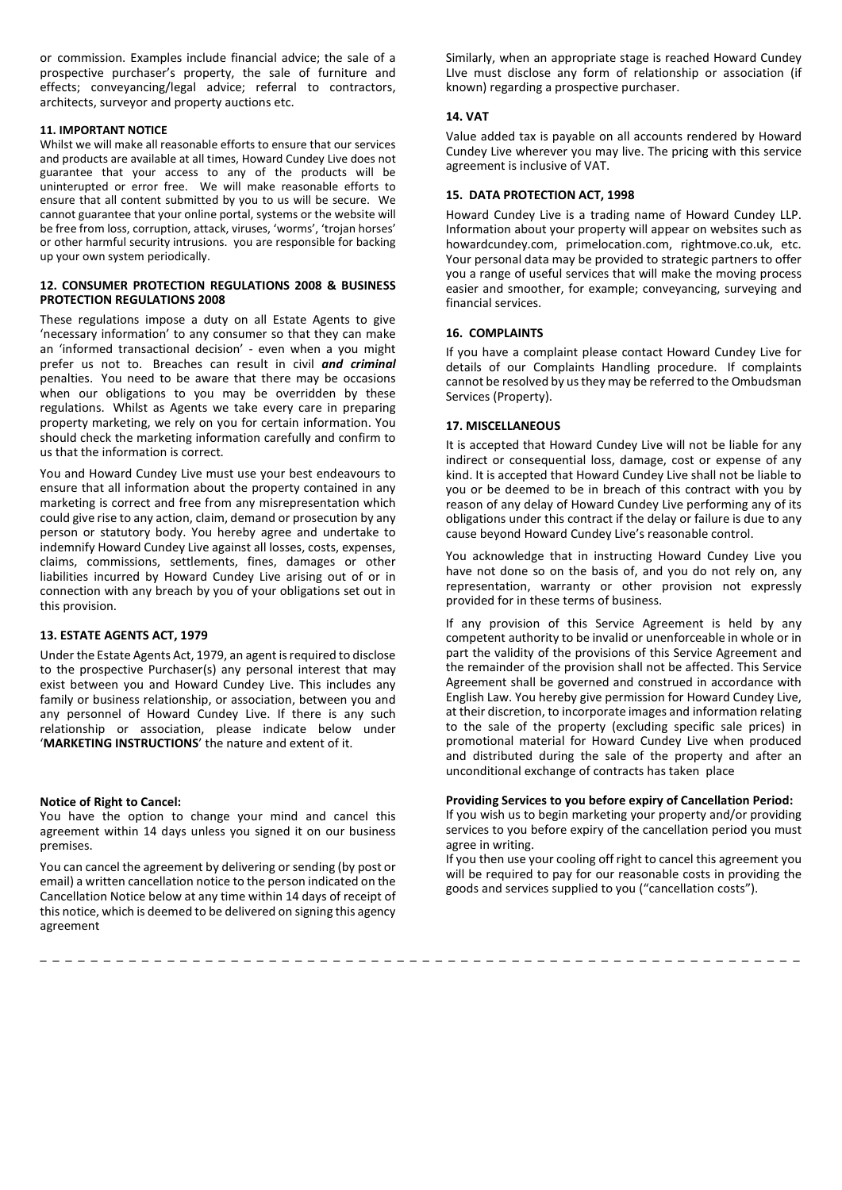or commission. Examples include financial advice; the sale of a prospective purchaser's property, the sale of furniture and effects; conveyancing/legal advice; referral to contractors, architects, surveyor and property auctions etc.

**11. IMPORTANT NOTICE**

Whilst we will make all reasonable efforts to ensure that our services and products are available at all times, Howard Cundey Live does not guarantee that your access to any of the products will be uninterupted or error free. We will make reasonable efforts to ensure that all content submitted by you to us will be secure. We cannot guarantee that your online portal, systems or the website will be free from loss, corruption, attack, viruses, 'worms', 'trojan horses' or other harmful security intrusions. you are responsible for backing up your own system periodically.

**12. CONSUMER PROTECTION REGULATIONS 2008 & BUSINESS PROTECTION REGULATIONS 2008**

These regulations impose a duty on all Estate Agents to give 'necessary information' to any consumer so that they can make an 'informed transactional decision' - even when a you might prefer us not to. Breaches can result in civil ***and criminal*** penalties. You need to be aware that there may be occasions when our obligations to you may be overridden by these regulations. Whilst as Agents we take every care in preparing property marketing, we rely on you for certain information. You should check the marketing information carefully and confirm to us that the information is correct.

You and Howard Cundey Live must use your best endeavours to ensure that all information about the property contained in any marketing is correct and free from any misrepresentation which could give rise to any action, claim, demand or prosecution by any person or statutory body. You hereby agree and undertake to indemnify Howard Cundey Live against all losses, costs, expenses, claims, commissions, settlements, fines, damages or other liabilities incurred by Howard Cundey Live arising out of or in connection with any breach by you of your obligations set out in this provision.

**13. ESTATE AGENTS ACT, 1979**

Under the Estate Agents Act, 1979, an agent is required to disclose to the prospective Purchaser(s) any personal interest that may exist between you and Howard Cundey Live. This includes any family or business relationship, or association, between you and any personnel of Howard Cundey Live. If there is any such relationship or association, please indicate below under '**MARKETING INSTRUCTIONS**' the nature and extent of it.

Similarly, when an appropriate stage is reached Howard Cundey LIve must disclose any form of relationship or association (if known) regarding a prospective purchaser.

**14. VAT**

Value added tax is payable on all accounts rendered by Howard Cundey Live wherever you may live. The pricing with this service agreement is inclusive of VAT.

**15. DATA PROTECTION ACT, 1998**

Howard Cundey Live is a trading name of Howard Cundey LLP. Information about your property will appear on websites such as howardcundey.com, primelocation.com, rightmove.co.uk, etc. Your personal data may be provided to strategic partners to offer you a range of useful services that will make the moving process easier and smoother, for example; conveyancing, surveying and financial services.

**16. COMPLAINTS**

If you have a complaint please contact Howard Cundey Live for details of our Complaints Handling procedure. If complaints cannot be resolved by us they may be referred to the Ombudsman Services (Property).

**17. MISCELLANEOUS**

It is accepted that Howard Cundey Live will not be liable for any indirect or consequential loss, damage, cost or expense of any kind. It is accepted that Howard Cundey Live shall not be liable to you or be deemed to be in breach of this contract with you by reason of any delay of Howard Cundey Live performing any of its obligations under this contract if the delay or failure is due to any cause beyond Howard Cundey Live's reasonable control.

You acknowledge that in instructing Howard Cundey Live you have not done so on the basis of, and you do not rely on, any representation, warranty or other provision not expressly provided for in these terms of business.

If any provision of this Service Agreement is held by any competent authority to be invalid or unenforceable in whole or in part the validity of the provisions of this Service Agreement and the remainder of the provision shall not be affected. This Service Agreement shall be governed and construed in accordance with English Law. You hereby give permission for Howard Cundey Live, at their discretion, to incorporate images and information relating to the sale of the property (excluding specific sale prices) in promotional material for Howard Cundey Live when produced and distributed during the sale of the property and after an unconditional exchange of contracts has taken place

**Notice of Right to Cancel:**

You have the option to change your mind and cancel this agreement within 14 days unless you signed it on our business premises.

You can cancel the agreement by delivering or sending (by post or email) a written cancellation notice to the person indicated on the Cancellation Notice below at any time within 14 days of receipt of this notice, which is deemed to be delivered on signing this agency agreement

**Providing Services to you before expiry of Cancellation Period:**

If you wish us to begin marketing your property and/or providing services to you before expiry of the cancellation period you must agree in writing.

If you then use your cooling off right to cancel this agreement you will be required to pay for our reasonable costs in providing the goods and services supplied to you ("cancellation costs").